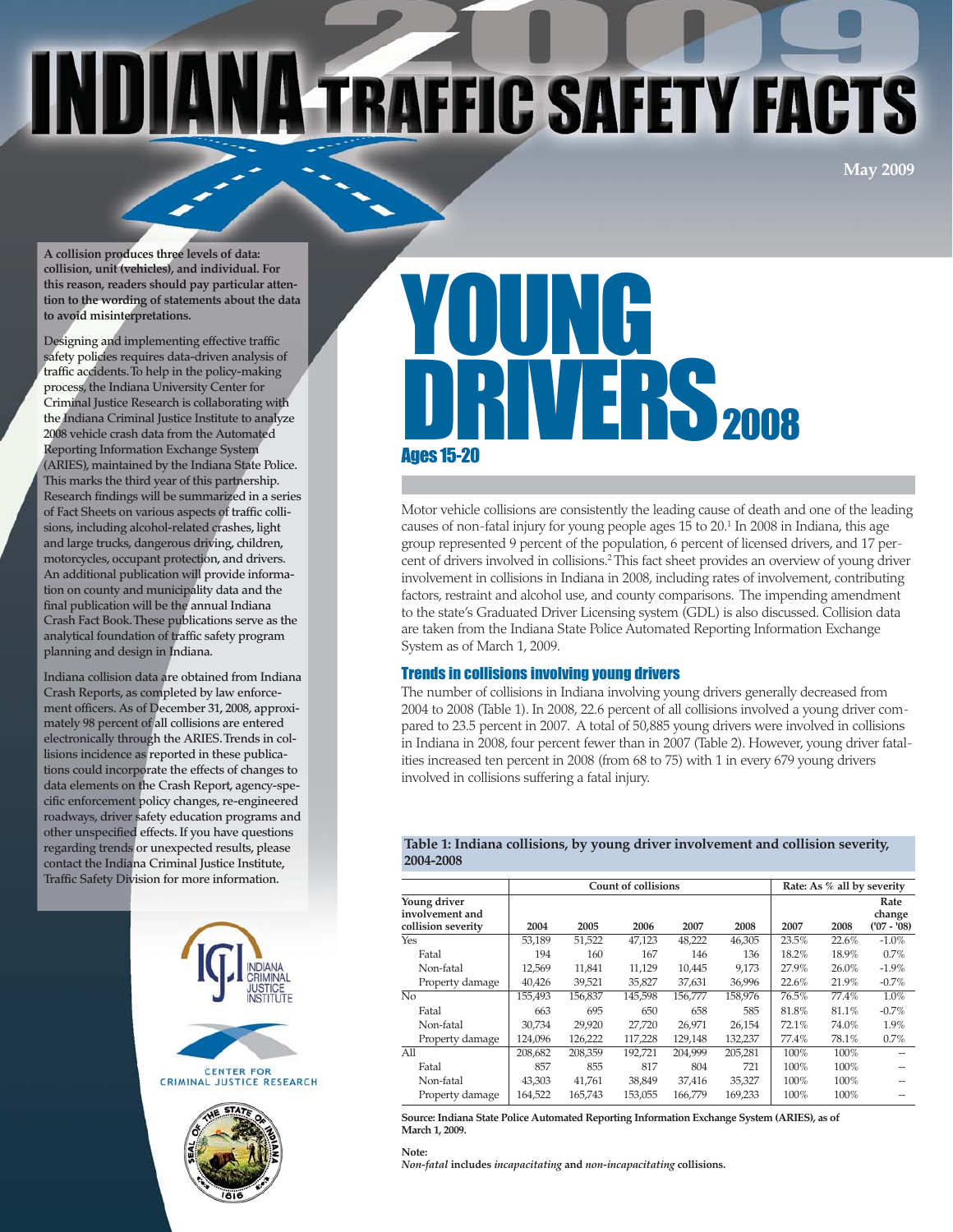# INDIANA TRAFFIC SAFETY FACTS

May 2009

**A collision produces three levels of data: collision, unit (vehicles), and individual. For this reason, readers should pay particular attention to the wording of statements about the data to avoid misinterpretations.**

Designing and implementing effective traffic safety policies requires data-driven analysis of traffic accidents. To help in the policy-making process, the Indiana University Center for Criminal Justice Research is collaborating with the Indiana Criminal Justice Institute to analyze 2008 vehicle crash data from the Automated Reporting Information Exchange System (ARIES), maintained by the Indiana State Police. This marks the third year of this partnership. Research findings will be summarized in a series of Fact Sheets on various aspects of traffic collisions, including alcohol-related crashes, light and large trucks, dangerous driving, children, motorcycles, occupant protection, and drivers. An additional publication will provide information on county and municipality data and the final publication will be the annual Indiana Crash Fact Book. These publications serve as the analytical foundation of traffic safety program planning and design in Indiana.

Indiana collision data are obtained from Indiana Crash Reports, as completed by law enforcement officers. As of December 31, 2008, approximately 98 percent of all collisions are entered electronically through the ARIES. Trends in collisions incidence as reported in these publications could incorporate the effects of changes to data elements on the Crash Report, agency-specific enforcement policy changes, re-engineered roadways, driver safety education programs and other unspecified effects. If you have questions regarding trends or unexpected results, please contact the Indiana Criminal Justice Institute, Traffic Safety Division for more information.

# YOUNG DRIVERS 2008

## Ages 15-20

Motor vehicle collisions are consistently the leading cause of death and one of the leading causes of non-fatal injury for young people ages 15 to 20.[1] In 2008 in Indiana, this age group represented 9 percent of the population, 6 percent of licensed drivers, and 17 percent of drivers involved in collisions.[2] This fact sheet provides an overview of young driver involvement in collisions in Indiana in 2008, including rates of involvement, contributing factors, restraint and alcohol use, and county comparisons. The impending amendment to the state's Graduated Driver Licensing system (GDL) is also discussed. Collision data are taken from the Indiana State Police Automated Reporting Information Exchange System as of March 1, 2009.

### Trends in collisions involving young drivers

The number of collisions in Indiana involving young drivers generally decreased from 2004 to 2008 (Table 1). In 2008, 22.6 percent of all collisions involved a young driver compared to 23.5 percent in 2007. A total of 50,885 young drivers were involved in collisions in Indiana in 2008, four percent fewer than in 2007 (Table 2). However, young driver fatalities increased ten percent in 2008 (from 68 to 75) with 1 in every 679 young drivers involved in collisions suffering a fatal injury.

**Table 1: Indiana collisions, by young driver involvement and collision severity, 2004-2008**

| | Count of collisions | | | | | Rate: As % all by severity | | |
|---|---|---|---|---|---|---|---|---|
| Young driver involvement and collision severity | 2004 | 2005 | 2006 | 2007 | 2008 | 2007 | 2008 | Rate change ('07 - '08) |
| Yes | 53,189 | 51,522 | 47,123 | 48,222 | 46,305 | 23.5% | 22.6% | -1.0% |
| Fatal | 194 | 160 | 167 | 146 | 136 | 18.2% | 18.9% | 0.7% |
| Non-fatal | 12,569 | 11,841 | 11,129 | 10,445 | 9,173 | 27.9% | 26.0% | -1.9% |
| Property damage | 40,426 | 39,521 | 35,827 | 37,631 | 36,996 | 22.6% | 21.9% | -0.7% |
| No | 155,493 | 156,837 | 145,598 | 156,777 | 158,976 | 76.5% | 77.4% | 1.0% |
| Fatal | 663 | 695 | 650 | 658 | 585 | 81.8% | 81.1% | -0.7% |
| Non-fatal | 30,734 | 29,920 | 27,720 | 26,971 | 26,154 | 72.1% | 74.0% | 1.9% |
| Property damage | 124,096 | 126,222 | 117,228 | 129,148 | 132,237 | 77.4% | 78.1% | 0.7% |
| All | 208,682 | 208,359 | 192,721 | 204,999 | 205,281 | 100% | 100% | -- |
| Fatal | 857 | 855 | 817 | 804 | 721 | 100% | 100% | -- |
| Non-fatal | 43,303 | 41,761 | 38,849 | 37,416 | 35,327 | 100% | 100% | -- |
| Property damage | 164,522 | 165,743 | 153,055 | 166,779 | 169,233 | 100% | 100% | -- |

**Source: Indiana State Police Automated Reporting Information Exchange System (ARIES), as of March 1, 2009.**

**Note:**
***Non-fatal* includes *incapacitating* and *non-incapacitating* collisions.**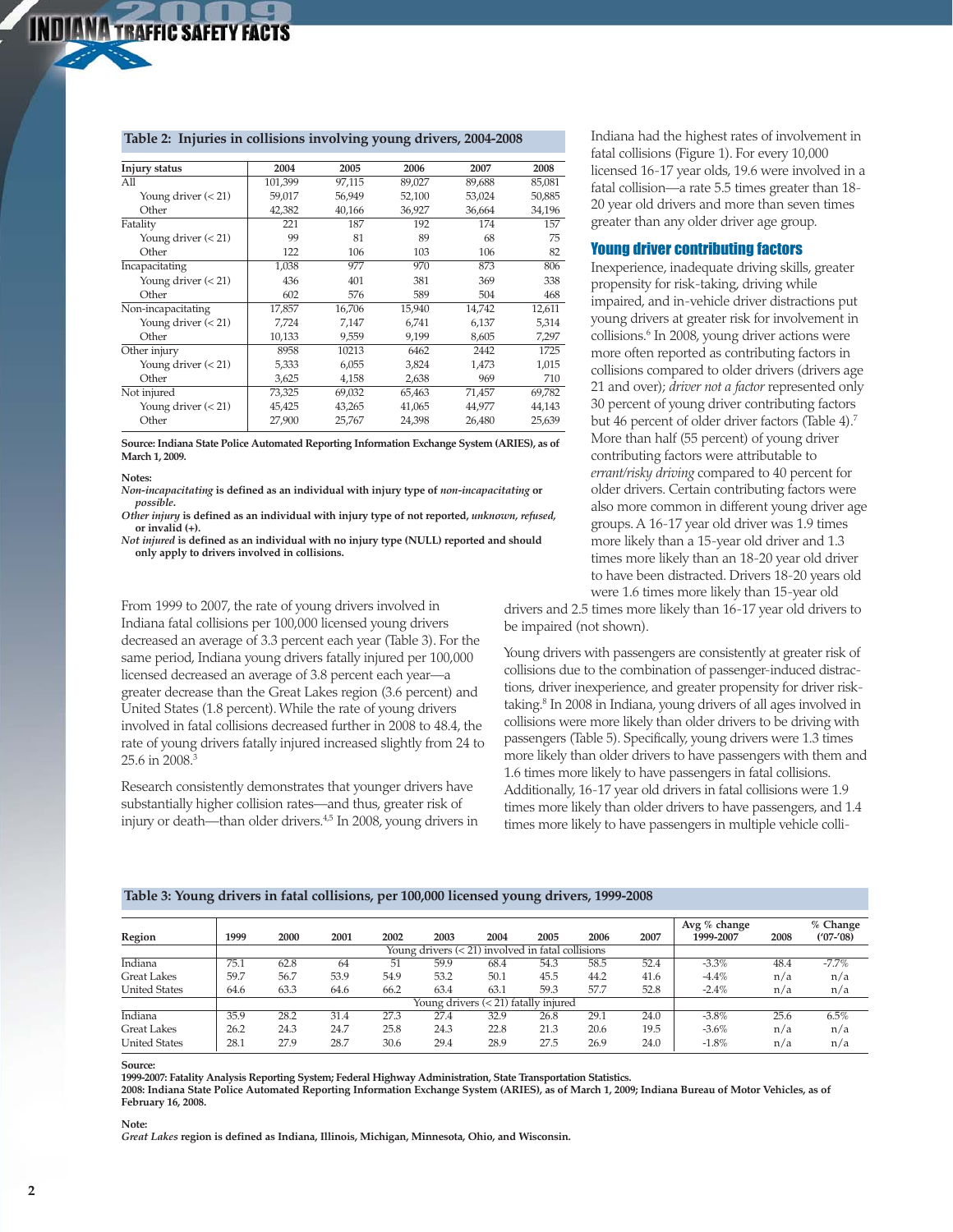**Table 2: Injuries in collisions involving young drivers, 2004-2008**

| Injury status | 2004 | 2005 | 2006 | 2007 | 2008 |
|---|---|---|---|---|---|
| All | 101,399 | 97,115 | 89,027 | 89,688 | 85,081 |
| Young driver (< 21) | 59,017 | 56,949 | 52,100 | 53,024 | 50,885 |
| Other | 42,382 | 40,166 | 36,927 | 36,664 | 34,196 |
| Fatality | 221 | 187 | 192 | 174 | 157 |
| Young driver (< 21) | 99 | 81 | 89 | 68 | 75 |
| Other | 122 | 106 | 103 | 106 | 82 |
| Incapacitating | 1,038 | 977 | 970 | 873 | 806 |
| Young driver (< 21) | 436 | 401 | 381 | 369 | 338 |
| Other | 602 | 576 | 589 | 504 | 468 |
| Non-incapacitating | 17,857 | 16,706 | 15,940 | 14,742 | 12,611 |
| Young driver (< 21) | 7,724 | 7,147 | 6,741 | 6,137 | 5,314 |
| Other | 10,133 | 9,559 | 9,199 | 8,605 | 7,297 |
| Other injury | 8958 | 10213 | 6462 | 2442 | 1725 |
| Young driver (< 21) | 5,333 | 6,055 | 3,824 | 1,473 | 1,015 |
| Other | 3,625 | 4,158 | 2,638 | 969 | 710 |
| Not injured | 73,325 | 69,032 | 65,463 | 71,457 | 69,782 |
| Young driver (< 21) | 45,425 | 43,265 | 41,065 | 44,977 | 44,143 |
| Other | 27,900 | 25,767 | 24,398 | 26,480 | 25,639 |

**Source: Indiana State Police Automated Reporting Information Exchange System (ARIES), as of March 1, 2009.**

**Notes:**
***Non-incapacitating*** **is defined as an individual with injury type of** ***non-incapacitating*** **or** ***possible.***
***Other injury*** **is defined as an individual with injury type of not reported,** ***unknown, refused,*** **or invalid (+).**
***Not injured*** **is defined as an individual with no injury type (NULL) reported and should only apply to drivers involved in collisions.**

From 1999 to 2007, the rate of young drivers involved in Indiana fatal collisions per 100,000 licensed young drivers decreased an average of 3.3 percent each year (Table 3). For the same period, Indiana young drivers fatally injured per 100,000 licensed decreased an average of 3.8 percent each year—a greater decrease than the Great Lakes region (3.6 percent) and United States (1.8 percent). While the rate of young drivers involved in fatal collisions decreased further in 2008 to 48.4, the rate of young drivers fatally injured increased slightly from 24 to 25.6 in 2008.[3]

Research consistently demonstrates that younger drivers have substantially higher collision rates—and thus, greater risk of injury or death—than older drivers.[4,5] In 2008, young drivers in Indiana had the highest rates of involvement in fatal collisions (Figure 1). For every 10,000 licensed 16-17 year olds, 19.6 were involved in a fatal collision—a rate 5.5 times greater than 18-20 year old drivers and more than seven times greater than any older driver age group.

## Young driver contributing factors

Inexperience, inadequate driving skills, greater propensity for risk-taking, driving while impaired, and in-vehicle driver distractions put young drivers at greater risk for involvement in collisions.[6] In 2008, young driver actions were more often reported as contributing factors in collisions compared to older drivers (drivers age 21 and over); *driver not a factor* represented only 30 percent of young driver contributing factors but 46 percent of older driver factors (Table 4).[7] More than half (55 percent) of young driver contributing factors were attributable to *errant/risky driving* compared to 40 percent for older drivers. Certain contributing factors were also more common in different young driver age groups. A 16-17 year old driver was 1.9 times more likely than a 15-year old driver and 1.3 times more likely than an 18-20 year old driver to have been distracted. Drivers 18-20 years old were 1.6 times more likely than 15-year old drivers and 2.5 times more likely than 16-17 year old drivers to be impaired (not shown).

Young drivers with passengers are consistently at greater risk of collisions due to the combination of passenger-induced distractions, driver inexperience, and greater propensity for driver risk-taking.[8] In 2008 in Indiana, young drivers of all ages involved in collisions were more likely than older drivers to be driving with passengers (Table 5). Specifically, young drivers were 1.3 times more likely than older drivers to have passengers with them and 1.6 times more likely to have passengers in fatal collisions. Additionally, 16-17 year old drivers in fatal collisions were 1.9 times more likely than older drivers to have passengers, and 1.4 times more likely to have passengers in multiple vehicle colli-

**Table 3: Young drivers in fatal collisions, per 100,000 licensed young drivers, 1999-2008**

| Region | 1999 | 2000 | 2001 | 2002 | 2003 | 2004 | 2005 | 2006 | 2007 | Avg % change 1999-2007 | 2008 | % Change ('07-'08) |
|---|---|---|---|---|---|---|---|---|---|---|---|---|
| | Young drivers (< 21) involved in fatal collisions | | | | | | | | | | | |
| Indiana | 75.1 | 62.8 | 64 | 51 | 59.9 | 68.4 | 54.3 | 58.5 | 52.4 | -3.3% | 48.4 | -7.7% |
| Great Lakes | 59.7 | 56.7 | 53.9 | 54.9 | 53.2 | 50.1 | 45.5 | 44.2 | 41.6 | -4.4% | n/a | n/a |
| United States | 64.6 | 63.3 | 64.6 | 66.2 | 63.4 | 63.1 | 59.3 | 57.7 | 52.8 | -2.4% | n/a | n/a |
| | Young drivers (< 21) fatally injured | | | | | | | | | | | |
| Indiana | 35.9 | 28.2 | 31.4 | 27.3 | 27.4 | 32.9 | 26.8 | 29.1 | 24.0 | -3.8% | 25.6 | 6.5% |
| Great Lakes | 26.2 | 24.3 | 24.7 | 25.8 | 24.3 | 22.8 | 21.3 | 20.6 | 19.5 | -3.6% | n/a | n/a |
| United States | 28.1 | 27.9 | 28.7 | 30.6 | 29.4 | 28.9 | 27.5 | 26.9 | 24.0 | -1.8% | n/a | n/a |

**Source:**
**1999-2007: Fatality Analysis Reporting System; Federal Highway Administration, State Transportation Statistics.**
**2008: Indiana State Police Automated Reporting Information Exchange System (ARIES), as of March 1, 2009; Indiana Bureau of Motor Vehicles, as of February 16, 2008.**

**Note:**
***Great Lakes*** **region is defined as Indiana, Illinois, Michigan, Minnesota, Ohio, and Wisconsin.**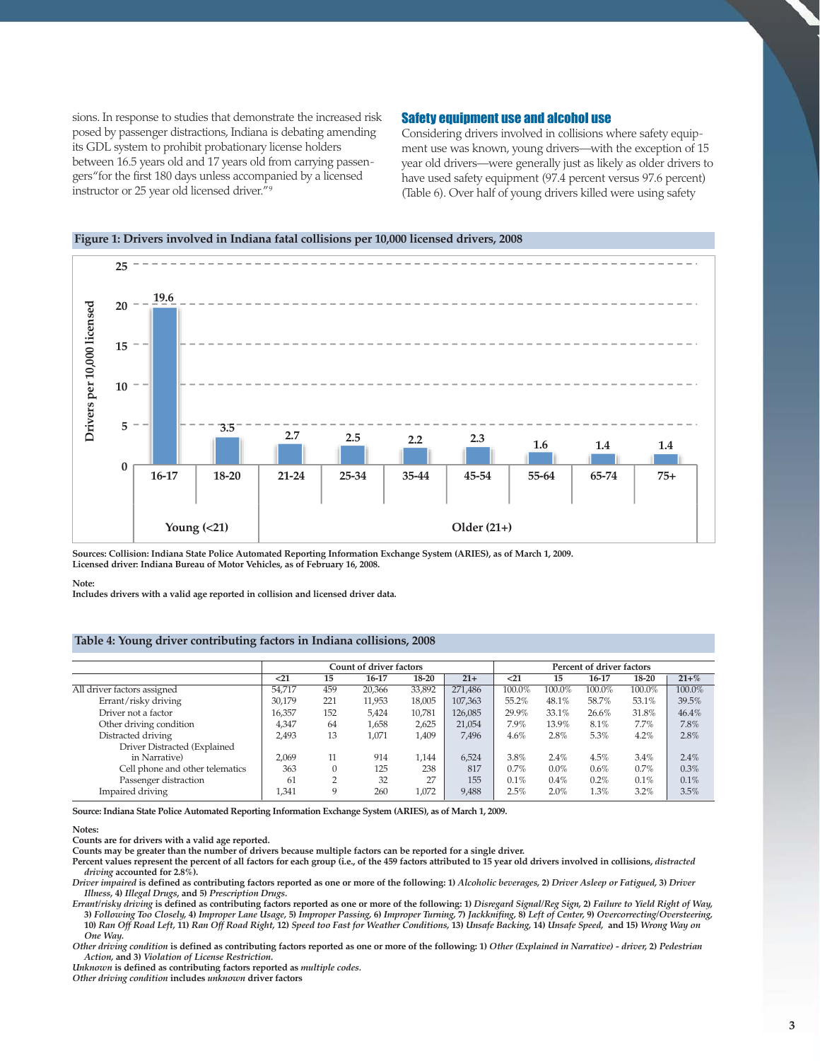sions. In response to studies that demonstrate the increased risk posed by passenger distractions, Indiana is debating amending its GDL system to prohibit probationary license holders between 16.5 years old and 17 years old from carrying passengers "for the first 180 days unless accompanied by a licensed instructor or 25 year old licensed driver."[9]

### Safety equipment use and alcohol use

Considering drivers involved in collisions where safety equipment use was known, young drivers—with the exception of 15 year old drivers—were generally just as likely as older drivers to have used safety equipment (97.4 percent versus 97.6 percent) (Table 6). Over half of young drivers killed were using safety

**Figure 1: Drivers involved in Indiana fatal collisions per 10,000 licensed drivers, 2008**

| | Age group | Drivers per 10,000 licensed |
|---|---|---|
| Young (<21) | 16-17 | 19.6 |
| | 18-20 | 3.5 |
| Older (21+) | 21-24 | 2.7 |
| | 25-34 | 2.5 |
| | 35-44 | 2.2 |
| | 45-54 | 2.3 |
| | 55-64 | 1.6 |
| | 65-74 | 1.4 |
| | 75+ | 1.4 |

**Sources: Collision: Indiana State Police Automated Reporting Information Exchange System (ARIES), as of March 1, 2009.**
**Licensed driver: Indiana Bureau of Motor Vehicles, as of February 16, 2008.**

**Note:**
**Includes drivers with a valid age reported in collision and licensed driver data.**

**Table 4: Young driver contributing factors in Indiana collisions, 2008**

| | Count of driver factors | | | | | Percent of driver factors | | | | |
|---|---|---|---|---|---|---|---|---|---|---|
| | <21 | 15 | 16-17 | 18-20 | 21+ | <21 | 15 | 16-17 | 18-20 | 21+% |
| All driver factors assigned | 54,717 | 459 | 20,366 | 33,892 | 271,486 | 100.0% | 100.0% | 100.0% | 100.0% | 100.0% |
| Errant/risky driving | 30,179 | 221 | 11,953 | 18,005 | 107,363 | 55.2% | 48.1% | 58.7% | 53.1% | 39.5% |
| Driver not a factor | 16,357 | 152 | 5,424 | 10,781 | 126,085 | 29.9% | 33.1% | 26.6% | 31.8% | 46.4% |
| Other driving condition | 4,347 | 64 | 1,658 | 2,625 | 21,054 | 7.9% | 13.9% | 8.1% | 7.7% | 7.8% |
| Distracted driving | 2,493 | 13 | 1,071 | 1,409 | 7,496 | 4.6% | 2.8% | 5.3% | 4.2% | 2.8% |
| Driver Distracted (Explained in Narrative) | 2,069 | 11 | 914 | 1,144 | 6,524 | 3.8% | 2.4% | 4.5% | 3.4% | 2.4% |
| Cell phone and other telematics | 363 | 0 | 125 | 238 | 817 | 0.7% | 0.0% | 0.6% | 0.7% | 0.3% |
| Passenger distraction | 61 | 2 | 32 | 27 | 155 | 0.1% | 0.4% | 0.2% | 0.1% | 0.1% |
| Impaired driving | 1,341 | 9 | 260 | 1,072 | 9,488 | 2.5% | 2.0% | 1.3% | 3.2% | 3.5% |

**Source: Indiana State Police Automated Reporting Information Exchange System (ARIES), as of March 1, 2009.**

**Notes:**
**Counts are for drivers with a valid age reported.**
**Counts may be greater than the number of drivers because multiple factors can be reported for a single driver.**
**Percent values represent the percent of all factors for each group (i.e., of the 459 factors attributed to 15 year old drivers involved in collisions, *distracted driving* accounted for 2.8%).**
***Driver impaired* is defined as contributing factors reported as one or more of the following: 1) *Alcoholic beverages,* 2) *Driver Asleep or Fatigued,* 3) *Driver Illness,* 4) *Illegal Drugs,* and 5) *Prescription Drugs.***
***Errant/risky driving* is defined as contributing factors reported as one or more of the following: 1) *Disregard Signal/Reg Sign,* 2) *Failure to Yield Right of Way,* 3) *Following Too Closely,* 4) *Improper Lane Usage,* 5) *Improper Passing,* 6) *Improper Turning,* 7) *Jackknifing,* 8) *Left of Center,* 9) *Overcorrecting/Oversteering,* 10) *Ran Off Road Left,* 11) *Ran Off Road Right,* 12) *Speed too Fast for Weather Conditions,* 13) *Unsafe Backing,* 14) *Unsafe Speed,* and 15) *Wrong Way on One Way.***
***Other driving condition* is defined as contributing factors reported as one or more of the following: 1) *Other (Explained in Narrative) - driver,* 2) *Pedestrian Action,* and 3) *Violation of License Restriction.***
***Unknown* is defined as contributing factors reported as *multiple codes.***
***Other driving condition* includes *unknown* driver factors**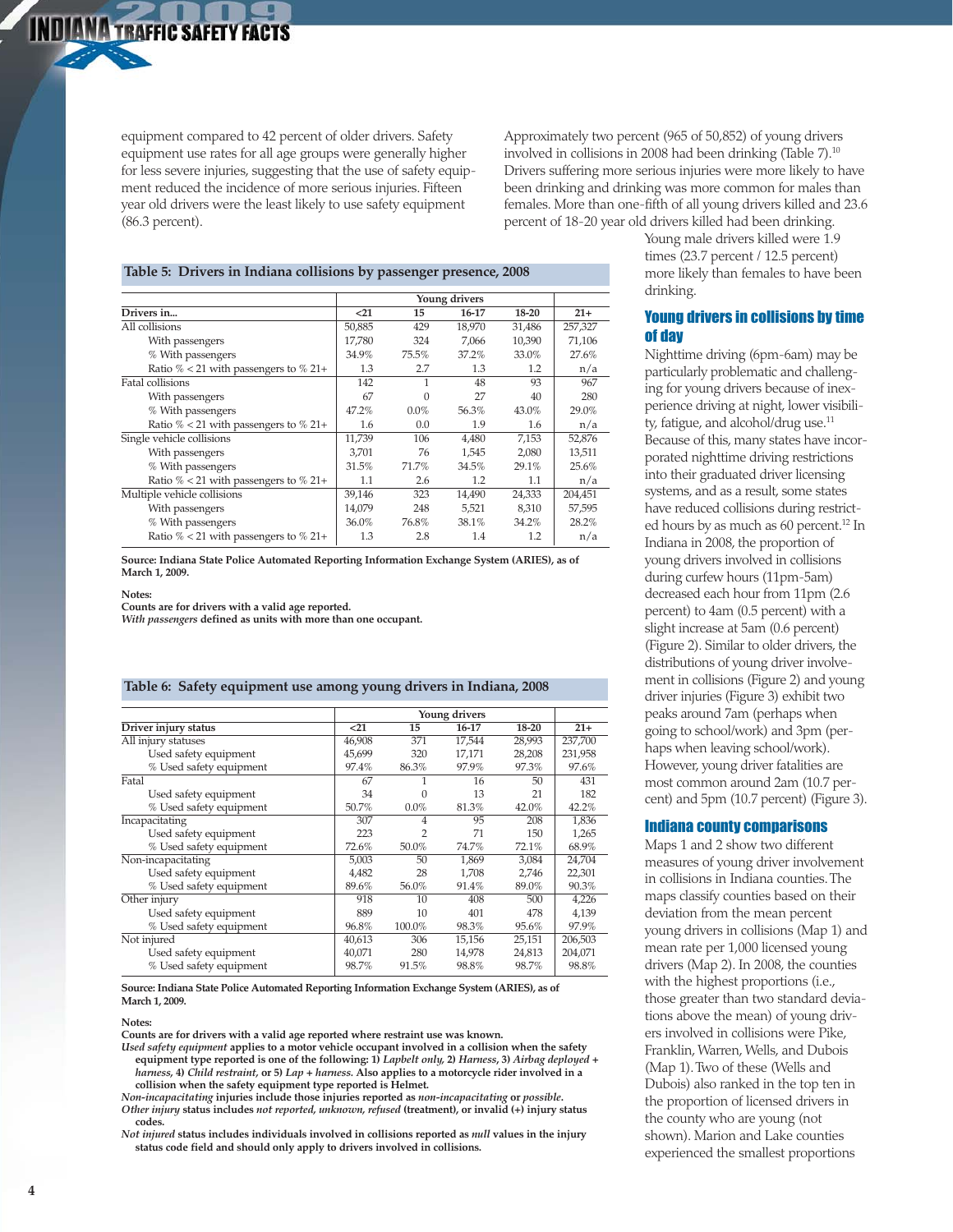equipment compared to 42 percent of older drivers. Safety equipment use rates for all age groups were generally higher for less severe injuries, suggesting that the use of safety equipment reduced the incidence of more serious injuries. Fifteen year old drivers were the least likely to use safety equipment (86.3 percent).

**Table 5: Drivers in Indiana collisions by passenger presence, 2008**

| | Young drivers | | | | |
|---|---|---|---|---|---|
| Drivers in... | <21 | 15 | 16-17 | 18-20 | 21+ |
| All collisions | 50,885 | 429 | 18,970 | 31,486 | 257,327 |
| With passengers | 17,780 | 324 | 7,066 | 10,390 | 71,106 |
| % With passengers | 34.9% | 75.5% | 37.2% | 33.0% | 27.6% |
| Ratio % < 21 with passengers to % 21+ | 1.3 | 2.7 | 1.3 | 1.2 | n/a |
| Fatal collisions | 142 | 1 | 48 | 93 | 967 |
| With passengers | 67 | 0 | 27 | 40 | 280 |
| % With passengers | 47.2% | 0.0% | 56.3% | 43.0% | 29.0% |
| Ratio % < 21 with passengers to % 21+ | 1.6 | 0.0 | 1.9 | 1.6 | n/a |
| Single vehicle collisions | 11,739 | 106 | 4,480 | 7,153 | 52,876 |
| With passengers | 3,701 | 76 | 1,545 | 2,080 | 13,511 |
| % With passengers | 31.5% | 71.7% | 34.5% | 29.1% | 25.6% |
| Ratio % < 21 with passengers to % 21+ | 1.1 | 2.6 | 1.2 | 1.1 | n/a |
| Multiple vehicle collisions | 39,146 | 323 | 14,490 | 24,333 | 204,451 |
| With passengers | 14,079 | 248 | 5,521 | 8,310 | 57,595 |
| % With passengers | 36.0% | 76.8% | 38.1% | 34.2% | 28.2% |
| Ratio % < 21 with passengers to % 21+ | 1.3 | 2.8 | 1.4 | 1.2 | n/a |

**Source: Indiana State Police Automated Reporting Information Exchange System (ARIES), as of March 1, 2009.**

**Notes:**
**Counts are for drivers with a valid age reported.**
***With passengers* defined as units with more than one occupant.**

**Table 6: Safety equipment use among young drivers in Indiana, 2008**

| | Young drivers | | | | |
|---|---|---|---|---|---|
| Driver injury status | <21 | 15 | 16-17 | 18-20 | 21+ |
| All injury statuses | 46,908 | 371 | 17,544 | 28,993 | 237,700 |
| Used safety equipment | 45,699 | 320 | 17,171 | 28,208 | 231,958 |
| % Used safety equipment | 97.4% | 86.3% | 97.9% | 97.3% | 97.6% |
| Fatal | 67 | 1 | 16 | 50 | 431 |
| Used safety equipment | 34 | 0 | 13 | 21 | 182 |
| % Used safety equipment | 50.7% | 0.0% | 81.3% | 42.0% | 42.2% |
| Incapacitating | 307 | 4 | 95 | 208 | 1,836 |
| Used safety equipment | 223 | 2 | 71 | 150 | 1,265 |
| % Used safety equipment | 72.6% | 50.0% | 74.7% | 72.1% | 68.9% |
| Non-incapacitating | 5,003 | 50 | 1,869 | 3,084 | 24,704 |
| Used safety equipment | 4,482 | 28 | 1,708 | 2,746 | 22,301 |
| % Used safety equipment | 89.6% | 56.0% | 91.4% | 89.0% | 90.3% |
| Other injury | 918 | 10 | 408 | 500 | 4,226 |
| Used safety equipment | 889 | 10 | 401 | 478 | 4,139 |
| % Used safety equipment | 96.8% | 100.0% | 98.3% | 95.6% | 97.9% |
| Not injured | 40,613 | 306 | 15,156 | 25,151 | 206,503 |
| Used safety equipment | 40,071 | 280 | 14,978 | 24,813 | 204,071 |
| % Used safety equipment | 98.7% | 91.5% | 98.8% | 98.7% | 98.8% |

**Source: Indiana State Police Automated Reporting Information Exchange System (ARIES), as of March 1, 2009.**

**Notes:**
**Counts are for drivers with a valid age reported where restraint use was known.**
***Used safety equipment* applies to a motor vehicle occupant involved in a collision when the safety equipment type reported is one of the following: 1) *Lapbelt only,* 2) *Harness,* 3) *Airbag deployed + harness,* 4) *Child restraint,* or 5) *Lap + harness.* Also applies to a motorcycle rider involved in a collision when the safety equipment type reported is Helmet.**
***Non-incapacitating* injuries include those injuries reported as *non-incapacitating* or *possible*.**
***Other injury* status includes *not reported, unknown, refused* (treatment), or invalid (+) injury status codes.**
***Not injured* status includes individuals involved in collisions reported as *null* values in the injury status code field and should only apply to drivers involved in collisions.**

Approximately two percent (965 of 50,852) of young drivers involved in collisions in 2008 had been drinking (Table 7).[10] Drivers suffering more serious injuries were more likely to have been drinking and drinking was more common for males than females. More than one-fifth of all young drivers killed and 23.6 percent of 18-20 year old drivers killed had been drinking. Young male drivers killed were 1.9 times (23.7 percent / 12.5 percent) more likely than females to have been drinking.

## Young drivers in collisions by time of day

Nighttime driving (6pm-6am) may be particularly problematic and challenging for young drivers because of inexperience driving at night, lower visibility, fatigue, and alcohol/drug use.[11] Because of this, many states have incorporated nighttime driving restrictions into their graduated driver licensing systems, and as a result, some states have reduced collisions during restricted hours by as much as 60 percent.[12] In Indiana in 2008, the proportion of young drivers involved in collisions during curfew hours (11pm-5am) decreased each hour from 11pm (2.6 percent) to 4am (0.5 percent) with a slight increase at 5am (0.6 percent) (Figure 2). Similar to older drivers, the distributions of young driver involvement in collisions (Figure 2) and young driver injuries (Figure 3) exhibit two peaks around 7am (perhaps when going to school/work) and 3pm (perhaps when leaving school/work). However, young driver fatalities are most common around 2am (10.7 percent) and 5pm (10.7 percent) (Figure 3).

## Indiana county comparisons

Maps 1 and 2 show two different measures of young driver involvement in collisions in Indiana counties. The maps classify counties based on their deviation from the mean percent young drivers in collisions (Map 1) and mean rate per 1,000 licensed young drivers (Map 2). In 2008, the counties with the highest proportions (i.e., those greater than two standard deviations above the mean) of young drivers involved in collisions were Pike, Franklin, Warren, Wells, and Dubois (Map 1). Two of these (Wells and Dubois) also ranked in the top ten in the proportion of licensed drivers in the county who are young (not shown). Marion and Lake counties experienced the smallest proportions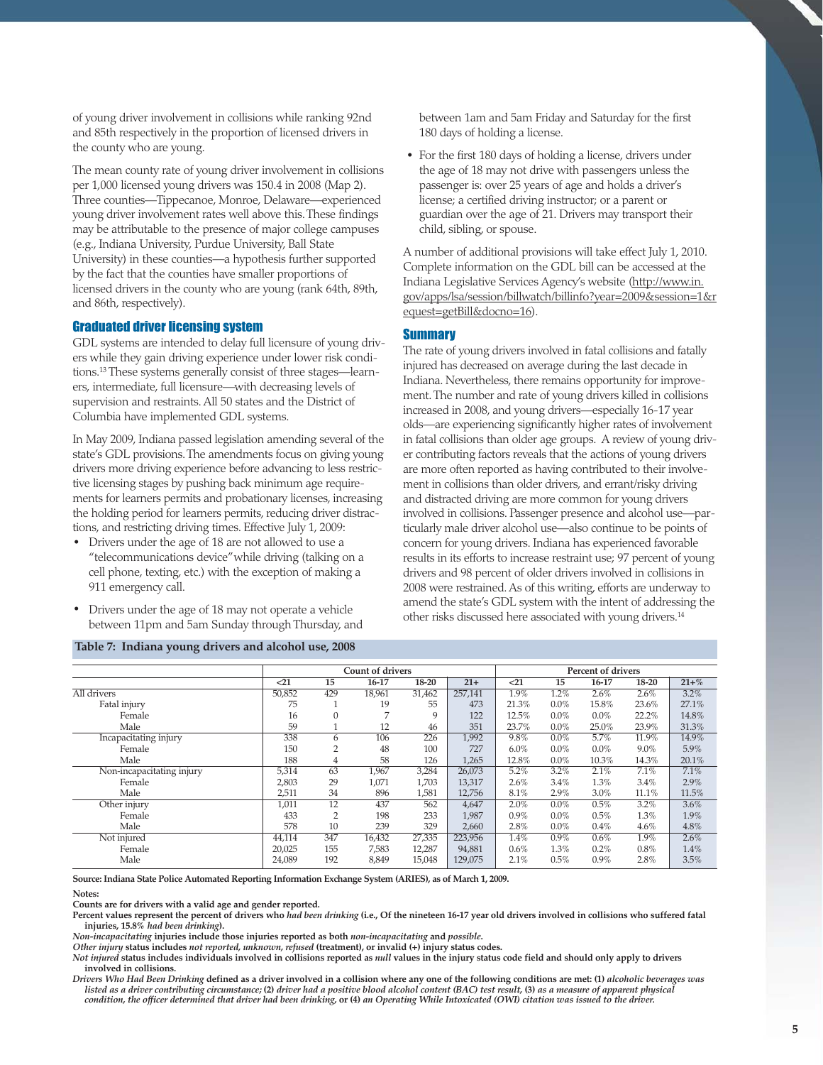of young driver involvement in collisions while ranking 92nd and 85th respectively in the proportion of licensed drivers in the county who are young.

The mean county rate of young driver involvement in collisions per 1,000 licensed young drivers was 150.4 in 2008 (Map 2). Three counties—Tippecanoe, Monroe, Delaware—experienced young driver involvement rates well above this. These findings may be attributable to the presence of major college campuses (e.g., Indiana University, Purdue University, Ball State University) in these counties—a hypothesis further supported by the fact that the counties have smaller proportions of licensed drivers in the county who are young (rank 64th, 89th, and 86th, respectively).

## Graduated driver licensing system

GDL systems are intended to delay full licensure of young drivers while they gain driving experience under lower risk conditions.[13] These systems generally consist of three stages—learners, intermediate, full licensure—with decreasing levels of supervision and restraints. All 50 states and the District of Columbia have implemented GDL systems.

In May 2009, Indiana passed legislation amending several of the state's GDL provisions. The amendments focus on giving young drivers more driving experience before advancing to less restrictive licensing stages by pushing back minimum age requirements for learners permits and probationary licenses, increasing the holding period for learners permits, reducing driver distractions, and restricting driving times. Effective July 1, 2009:

- Drivers under the age of 18 are not allowed to use a "telecommunications device" while driving (talking on a cell phone, texting, etc.) with the exception of making a 911 emergency call.
- Drivers under the age of 18 may not operate a vehicle between 11pm and 5am Sunday through Thursday, and between 1am and 5am Friday and Saturday for the first 180 days of holding a license.
- For the first 180 days of holding a license, drivers under the age of 18 may not drive with passengers unless the passenger is: over 25 years of age and holds a driver's license; a certified driving instructor; or a parent or guardian over the age of 21. Drivers may transport their child, sibling, or spouse.

A number of additional provisions will take effect July 1, 2010. Complete information on the GDL bill can be accessed at the Indiana Legislative Services Agency's website (http://www.in.gov/apps/lsa/session/billwatch/billinfo?year=2009&session=1&request=getBill&docno=16).

## Summary

The rate of young drivers involved in fatal collisions and fatally injured has decreased on average during the last decade in Indiana. Nevertheless, there remains opportunity for improvement. The number and rate of young drivers killed in collisions increased in 2008, and young drivers—especially 16-17 year olds—are experiencing significantly higher rates of involvement in fatal collisions than older age groups. A review of young driver contributing factors reveals that the actions of young drivers are more often reported as having contributed to their involvement in collisions than older drivers, and errant/risky driving and distracted driving are more common for young drivers involved in collisions. Passenger presence and alcohol use—particularly male driver alcohol use—also continue to be points of concern for young drivers. Indiana has experienced favorable results in its efforts to increase restraint use; 97 percent of young drivers and 98 percent of older drivers involved in collisions in 2008 were restrained. As of this writing, efforts are underway to amend the state's GDL system with the intent of addressing the other risks discussed here associated with young drivers.[14]

**Table 7: Indiana young drivers and alcohol use, 2008**

| | Count of drivers | | | | | Percent of drivers | | | | |
|---|---|---|---|---|---|---|---|---|---|---|
| | <21 | 15 | 16-17 | 18-20 | 21+ | <21 | 15 | 16-17 | 18-20 | 21+% |
| All drivers | 50,852 | 429 | 18,961 | 31,462 | 257,141 | 1.9% | 1.2% | 2.6% | 2.6% | 3.2% |
| Fatal injury | 75 | 1 | 19 | 55 | 473 | 21.3% | 0.0% | 15.8% | 23.6% | 27.1% |
| Female | 16 | 0 | 7 | 9 | 122 | 12.5% | 0.0% | 0.0% | 22.2% | 14.8% |
| Male | 59 | 1 | 12 | 46 | 351 | 23.7% | 0.0% | 25.0% | 23.9% | 31.3% |
| Incapacitating injury | 338 | 6 | 106 | 226 | 1,992 | 9.8% | 0.0% | 5.7% | 11.9% | 14.9% |
| Female | 150 | 2 | 48 | 100 | 727 | 6.0% | 0.0% | 0.0% | 9.0% | 5.9% |
| Male | 188 | 4 | 58 | 126 | 1,265 | 12.8% | 0.0% | 10.3% | 14.3% | 20.1% |
| Non-incapacitating injury | 5,314 | 63 | 1,967 | 3,284 | 26,073 | 5.2% | 3.2% | 2.1% | 7.1% | 7.1% |
| Female | 2,803 | 29 | 1,071 | 1,703 | 13,317 | 2.6% | 3.4% | 1.3% | 3.4% | 2.9% |
| Male | 2,511 | 34 | 896 | 1,581 | 12,756 | 8.1% | 2.9% | 3.0% | 11.1% | 11.5% |
| Other injury | 1,011 | 12 | 437 | 562 | 4,647 | 2.0% | 0.0% | 0.5% | 3.2% | 3.6% |
| Female | 433 | 2 | 198 | 233 | 1,987 | 0.9% | 0.0% | 0.5% | 1.3% | 1.9% |
| Male | 578 | 10 | 239 | 329 | 2,660 | 2.8% | 0.0% | 0.4% | 4.6% | 4.8% |
| Not injured | 44,114 | 347 | 16,432 | 27,335 | 223,956 | 1.4% | 0.9% | 0.6% | 1.9% | 2.6% |
| Female | 20,025 | 155 | 7,583 | 12,287 | 94,881 | 0.6% | 1.3% | 0.2% | 0.8% | 1.4% |
| Male | 24,089 | 192 | 8,849 | 15,048 | 129,075 | 2.1% | 0.5% | 0.9% | 2.8% | 3.5% |

**Source: Indiana State Police Automated Reporting Information Exchange System (ARIES), as of March 1, 2009.**

**Notes:**

**Counts are for drivers with a valid age and gender reported.**

**Percent values represent the percent of drivers who *had been drinking* (i.e., Of the nineteen 16-17 year old drivers involved in collisions who suffered fatal injuries, 15.8% *had been drinking*).**

***Non-incapacitating* injuries include those injuries reported as both *non-incapacitating* and *possible*.**

***Other injury* status includes *not reported, unknown, refused* (treatment), or invalid (+) injury status codes.**

***Not injured* status includes individuals involved in collisions reported as *null* values in the injury status code field and should only apply to drivers involved in collisions.**

***Drivers Who Had Been Drinking* defined as a driver involved in a collision where any one of the following conditions are met: (1) *alcoholic beverages was listed as a driver contributing circumstance;* (2) *driver had a positive blood alcohol content (BAC) test result,* (3) *as a measure of apparent physical condition, the officer determined that driver had been drinking,* or (4) *an Operating While Intoxicated (OWI) citation was issued to the driver.***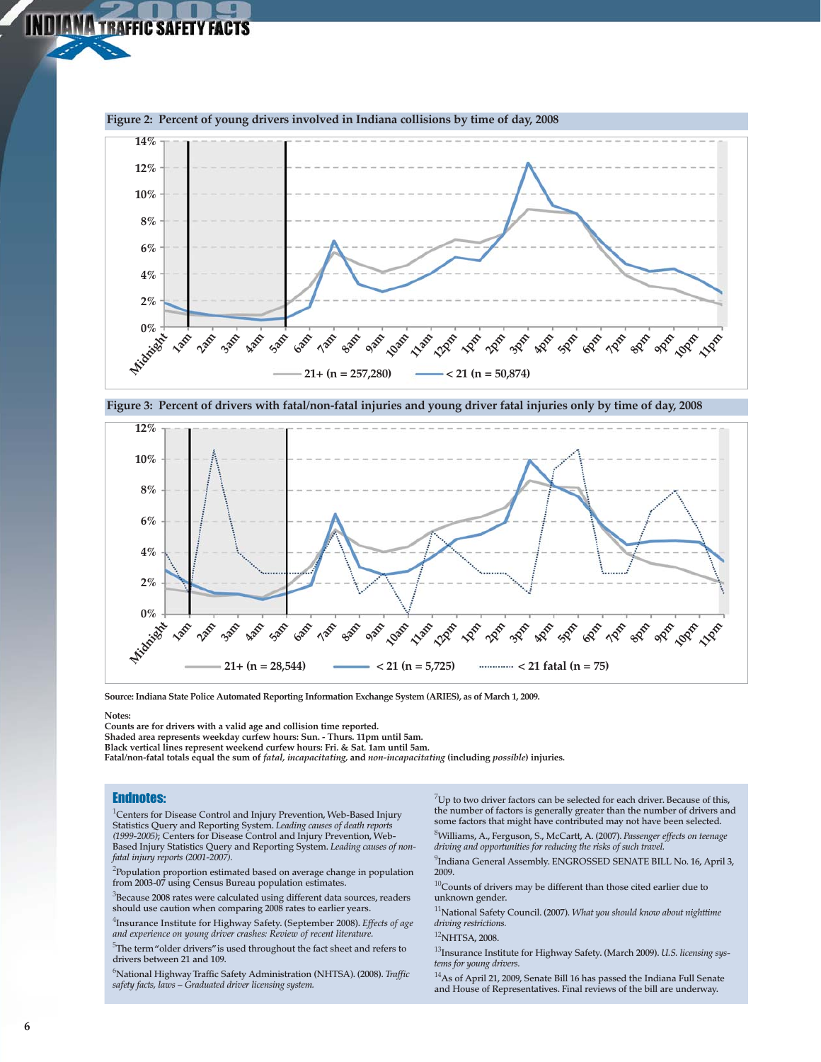**Figure 2: Percent of young drivers involved in Indiana collisions by time of day, 2008**

**Figure 3: Percent of drivers with fatal/non-fatal injuries and young driver fatal injuries only by time of day, 2008**

Source: Indiana State Police Automated Reporting Information Exchange System (ARIES), as of March 1, 2009.

Notes:
Counts are for drivers with a valid age and collision time reported.
Shaded area represents weekday curfew hours: Sun. - Thurs. 11pm until 5am.
Black vertical lines represent weekend curfew hours: Fri. & Sat. 1am until 5am.
Fatal/non-fatal totals equal the sum of *fatal*, *incapacitating*, and *non-incapacitating* (including *possible*) injuries.

## Endnotes:

[1]Centers for Disease Control and Injury Prevention, Web-Based Injury Statistics Query and Reporting System. *Leading causes of death reports (1999-2005)*; Centers for Disease Control and Injury Prevention, Web-Based Injury Statistics Query and Reporting System. *Leading causes of non-fatal injury reports (2001-2007).*

[2]Population proportion estimated based on average change in population from 2003-07 using Census Bureau population estimates.

[3]Because 2008 rates were calculated using different data sources, readers should use caution when comparing 2008 rates to earlier years.

[4]Insurance Institute for Highway Safety. (September 2008). *Effects of age and experience on young driver crashes: Review of recent literature.*

[5]The term "older drivers" is used throughout the fact sheet and refers to drivers between 21 and 109.

[6]National Highway Traffic Safety Administration (NHTSA). (2008). *Traffic safety facts, laws – Graduated driver licensing system.*

[7]Up to two driver factors can be selected for each driver. Because of this, the number of factors is generally greater than the number of drivers and some factors that might have contributed may not have been selected.

[8]Williams, A., Ferguson, S., McCartt, A. (2007). *Passenger effects on teenage driving and opportunities for reducing the risks of such travel.*

[9]Indiana General Assembly. ENGROSSED SENATE BILL No. 16, April 3, 2009.

[10]Counts of drivers may be different than those cited earlier due to unknown gender.

[11]National Safety Council. (2007). *What you should know about nighttime driving restrictions.*

[12]NHTSA, 2008.

[13]Insurance Institute for Highway Safety. (March 2009). *U.S. licensing systems for young drivers.*

[14]As of April 21, 2009, Senate Bill 16 has passed the Indiana Full Senate and House of Representatives. Final reviews of the bill are underway.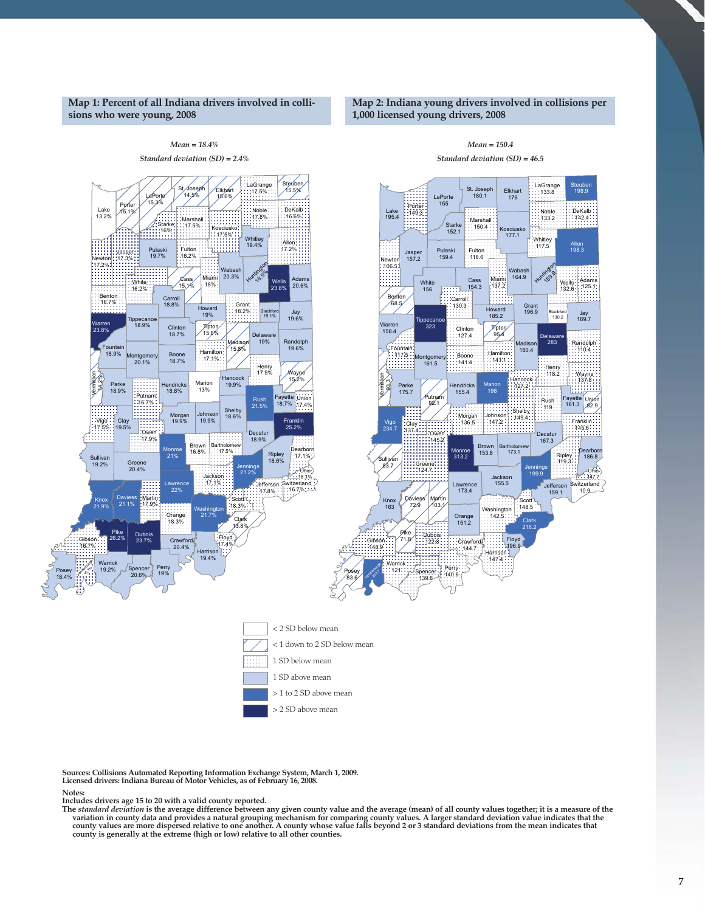## Map 1: Percent of all Indiana drivers involved in collisions who were young, 2008

*Mean = 18.4%*

*Standard deviation (SD) = 2.4%*

## Map 2: Indiana young drivers involved in collisions per 1,000 licensed young drivers, 2008

*Mean = 150.4*

*Standard deviation (SD) = 46.5*

- < 2 SD below mean
- < 1 down to 2 SD below mean
- 1 SD below mean
- 1 SD above mean
- > 1 to 2 SD above mean
- > 2 SD above mean

**Sources: Collisions Automated Reporting Information Exchange System, March 1, 2009.**
**Licensed drivers: Indiana Bureau of Motor Vehicles, as of February 16, 2008.**

**Notes:**
**Includes drivers age 15 to 20 with a valid county reported.**
**The *standard deviation* is the average difference between any given county value and the average (mean) of all county values together; it is a measure of the variation in county data and provides a natural grouping mechanism for comparing county values. A larger standard deviation value indicates that the county values are more dispersed relative to one another. A county whose value falls beyond 2 or 3 standard deviations from the mean indicates that county is generally at the extreme (high or low) relative to all other counties.**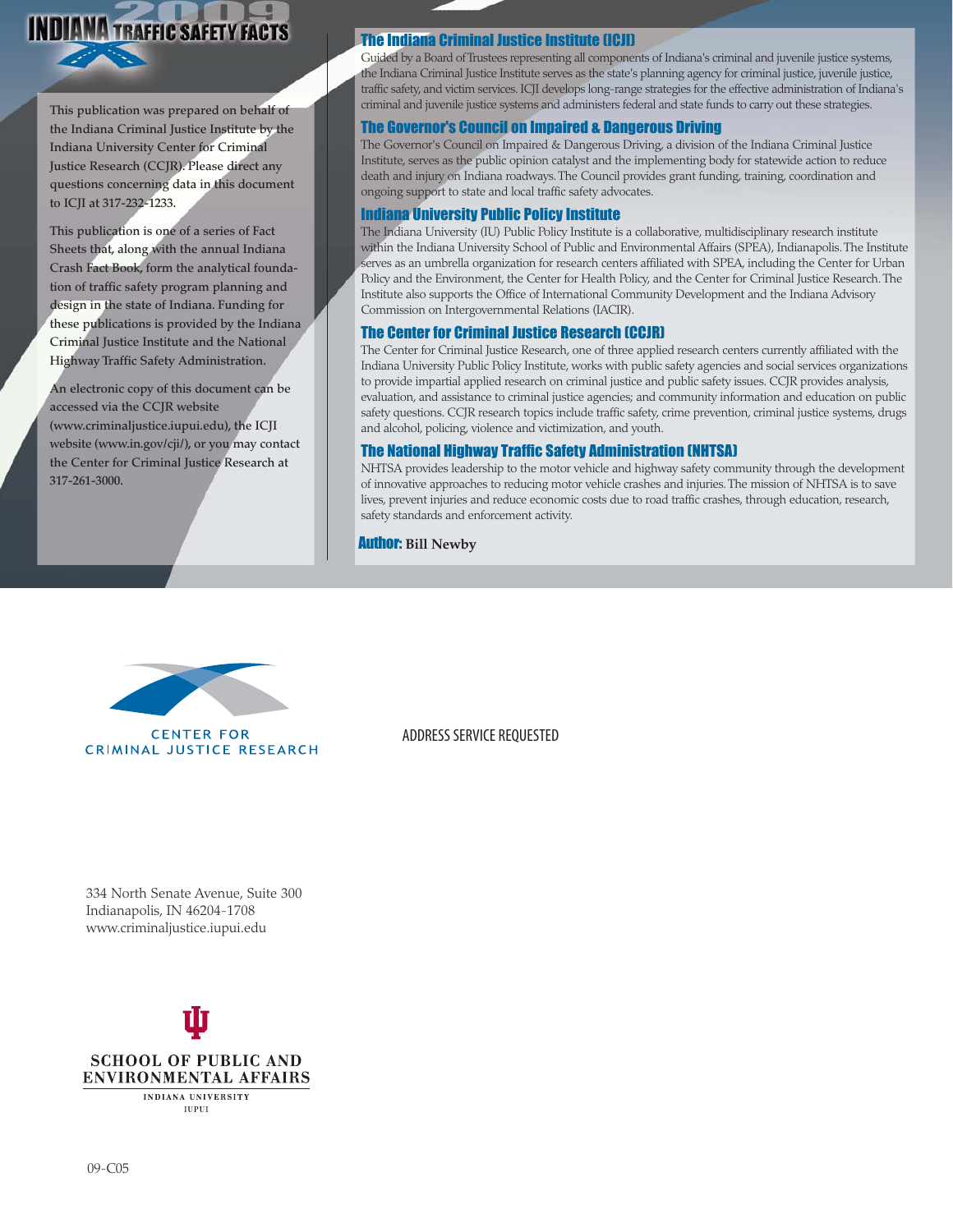# INDIANA TRAFFIC SAFETY FACTS 2009

This publication was prepared on behalf of the Indiana Criminal Justice Institute by the Indiana University Center for Criminal Justice Research (CCJR). Please direct any questions concerning data in this document to ICJI at 317-232-1233.

This publication is one of a series of Fact Sheets that, along with the annual Indiana Crash Fact Book, form the analytical foundation of traffic safety program planning and design in the state of Indiana. Funding for these publications is provided by the Indiana Criminal Justice Institute and the National Highway Traffic Safety Administration.

An electronic copy of this document can be accessed via the CCJR website (www.criminaljustice.iupui.edu), the ICJI website (www.in.gov/cji/), or you may contact the Center for Criminal Justice Research at 317-261-3000.

## The Indiana Criminal Justice Institute (ICJI)

Guided by a Board of Trustees representing all components of Indiana's criminal and juvenile justice systems, the Indiana Criminal Justice Institute serves as the state's planning agency for criminal justice, juvenile justice, traffic safety, and victim services. ICJI develops long-range strategies for the effective administration of Indiana's criminal and juvenile justice systems and administers federal and state funds to carry out these strategies.

## The Governor's Council on Impaired & Dangerous Driving

The Governor's Council on Impaired & Dangerous Driving, a division of the Indiana Criminal Justice Institute, serves as the public opinion catalyst and the implementing body for statewide action to reduce death and injury on Indiana roadways. The Council provides grant funding, training, coordination and ongoing support to state and local traffic safety advocates.

## Indiana University Public Policy Institute

The Indiana University (IU) Public Policy Institute is a collaborative, multidisciplinary research institute within the Indiana University School of Public and Environmental Affairs (SPEA), Indianapolis. The Institute serves as an umbrella organization for research centers affiliated with SPEA, including the Center for Urban Policy and the Environment, the Center for Health Policy, and the Center for Criminal Justice Research. The Institute also supports the Office of International Community Development and the Indiana Advisory Commission on Intergovernmental Relations (IACIR).

## The Center for Criminal Justice Research (CCJR)

The Center for Criminal Justice Research, one of three applied research centers currently affiliated with the Indiana University Public Policy Institute, works with public safety agencies and social services organizations to provide impartial applied research on criminal justice and public safety issues. CCJR provides analysis, evaluation, and assistance to criminal justice agencies; and community information and education on public safety questions. CCJR research topics include traffic safety, crime prevention, criminal justice systems, drugs and alcohol, policing, violence and victimization, and youth.

## The National Highway Traffic Safety Administration (NHTSA)

NHTSA provides leadership to the motor vehicle and highway safety community through the development of innovative approaches to reducing motor vehicle crashes and injuries. The mission of NHTSA is to save lives, prevent injuries and reduce economic costs due to road traffic crashes, through education, research, safety standards and enforcement activity.

**Author:** Bill Newby

CENTER FOR CRIMINAL JUSTICE RESEARCH

ADDRESS SERVICE REQUESTED

334 North Senate Avenue, Suite 300
Indianapolis, IN 46204-1708
www.criminaljustice.iupui.edu

SCHOOL OF PUBLIC AND ENVIRONMENTAL AFFAIRS
INDIANA UNIVERSITY
IUPUI

09-C05